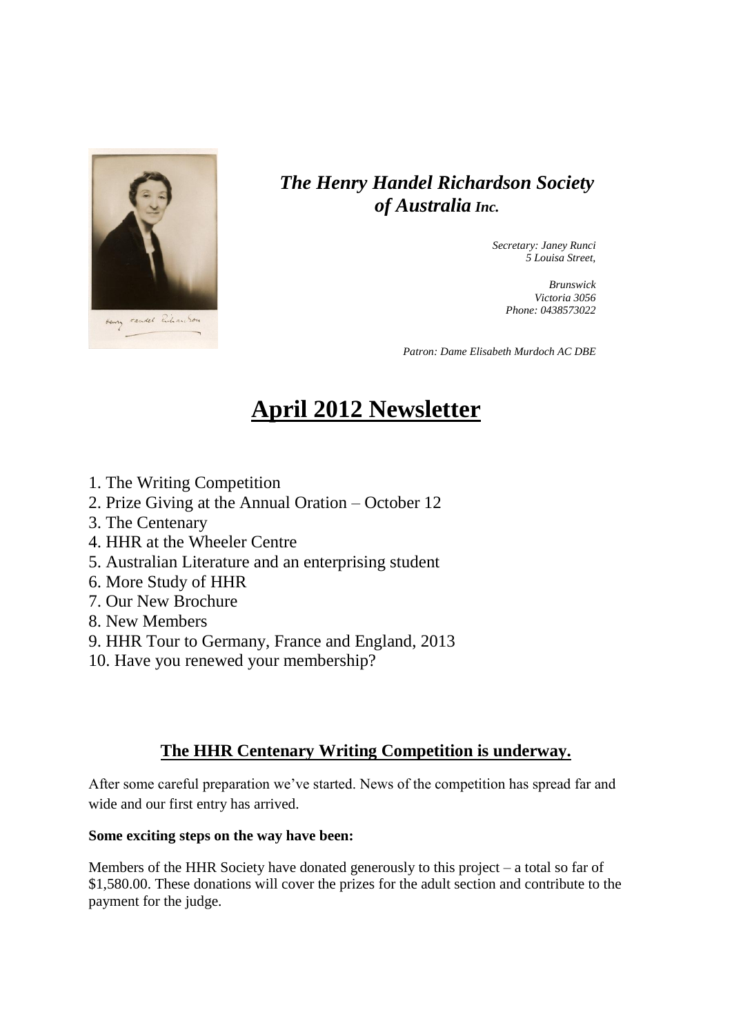## *The Henry Handel Richardson Society of Australia Inc.*

*Secretary: Janey Runci*
*5 Louisa Street,*

*Brunswick*
*Victoria 3056*
*Phone: 0438573022*

*Patron: Dame Elisabeth Murdoch AC DBE*

# April 2012 Newsletter

1. The Writing Competition
2. Prize Giving at the Annual Oration – October 12
3. The Centenary
4. HHR at the Wheeler Centre
5. Australian Literature and an enterprising student
6. More Study of HHR
7. Our New Brochure
8. New Members
9. HHR Tour to Germany, France and England, 2013
10. Have you renewed your membership?

## The HHR Centenary Writing Competition is underway.

After some careful preparation we've started. News of the competition has spread far and wide and our first entry has arrived.

**Some exciting steps on the way have been:**

Members of the HHR Society have donated generously to this project – a total so far of $1,580.00. These donations will cover the prizes for the adult section and contribute to the payment for the judge.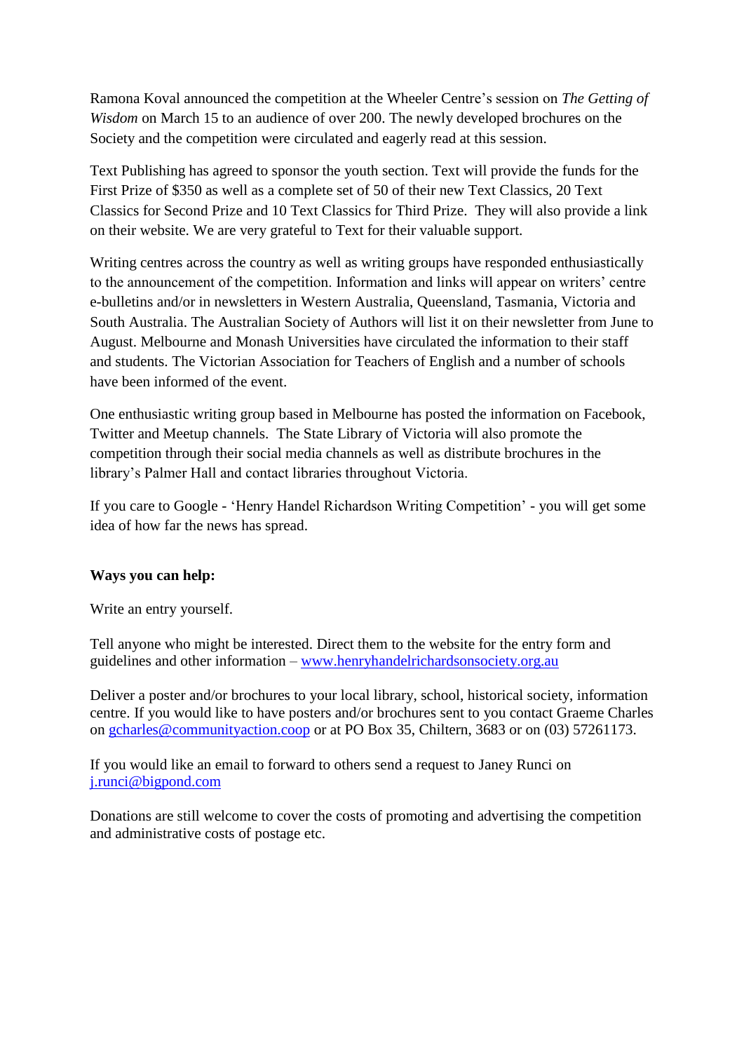Ramona Koval announced the competition at the Wheeler Centre's session on *The Getting of Wisdom* on March 15 to an audience of over 200. The newly developed brochures on the Society and the competition were circulated and eagerly read at this session.

Text Publishing has agreed to sponsor the youth section. Text will provide the funds for the First Prize of $350 as well as a complete set of 50 of their new Text Classics, 20 Text Classics for Second Prize and 10 Text Classics for Third Prize. They will also provide a link on their website. We are very grateful to Text for their valuable support.

Writing centres across the country as well as writing groups have responded enthusiastically to the announcement of the competition. Information and links will appear on writers' centre e-bulletins and/or in newsletters in Western Australia, Queensland, Tasmania, Victoria and South Australia. The Australian Society of Authors will list it on their newsletter from June to August. Melbourne and Monash Universities have circulated the information to their staff and students. The Victorian Association for Teachers of English and a number of schools have been informed of the event.

One enthusiastic writing group based in Melbourne has posted the information on Facebook, Twitter and Meetup channels. The State Library of Victoria will also promote the competition through their social media channels as well as distribute brochures in the library's Palmer Hall and contact libraries throughout Victoria.

If you care to Google - 'Henry Handel Richardson Writing Competition' - you will get some idea of how far the news has spread.

**Ways you can help:**

Write an entry yourself.

Tell anyone who might be interested. Direct them to the website for the entry form and guidelines and other information – [www.henryhandelrichardsonsociety.org.au](http://www.henryhandelrichardsonsociety.org.au)

Deliver a poster and/or brochures to your local library, school, historical society, information centre. If you would like to have posters and/or brochures sent to you contact Graeme Charles on [gcharles@communityaction.coop](mailto:gcharles@communityaction.coop) or at PO Box 35, Chiltern, 3683 or on (03) 57261173.

If you would like an email to forward to others send a request to Janey Runci on [j.runci@bigpond.com](mailto:j.runci@bigpond.com)

Donations are still welcome to cover the costs of promoting and advertising the competition and administrative costs of postage etc.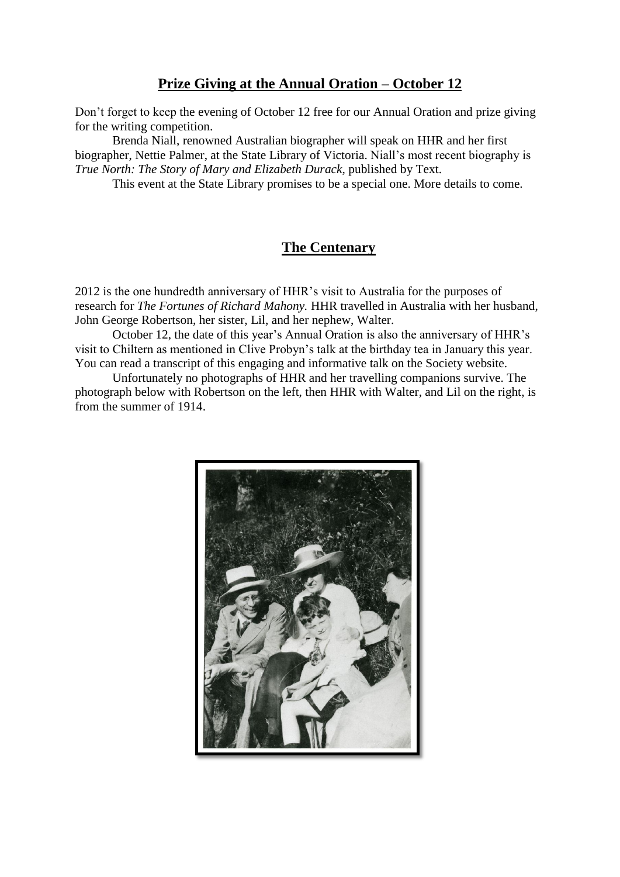## Prize Giving at the Annual Oration – October 12

Don't forget to keep the evening of October 12 free for our Annual Oration and prize giving for the writing competition.

Brenda Niall, renowned Australian biographer will speak on HHR and her first biographer, Nettie Palmer, at the State Library of Victoria. Niall's most recent biography is *True North: The Story of Mary and Elizabeth Durack*, published by Text.

This event at the State Library promises to be a special one. More details to come.

## The Centenary

2012 is the one hundredth anniversary of HHR's visit to Australia for the purposes of research for *The Fortunes of Richard Mahony.* HHR travelled in Australia with her husband, John George Robertson, her sister, Lil, and her nephew, Walter.

October 12, the date of this year's Annual Oration is also the anniversary of HHR's visit to Chiltern as mentioned in Clive Probyn's talk at the birthday tea in January this year. You can read a transcript of this engaging and informative talk on the Society website.

Unfortunately no photographs of HHR and her travelling companions survive. The photograph below with Robertson on the left, then HHR with Walter, and Lil on the right, is from the summer of 1914.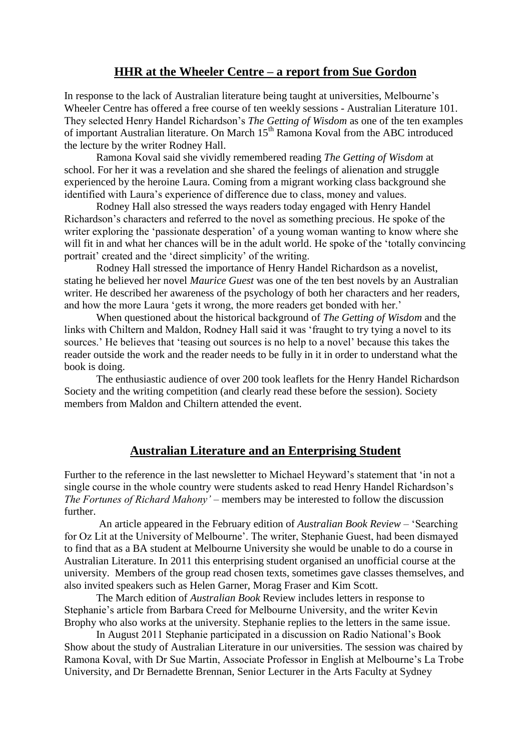## HHR at the Wheeler Centre – a report from Sue Gordon

In response to the lack of Australian literature being taught at universities, Melbourne's Wheeler Centre has offered a free course of ten weekly sessions - Australian Literature 101. They selected Henry Handel Richardson's *The Getting of Wisdom* as one of the ten examples of important Australian literature. On March 15th Ramona Koval from the ABC introduced the lecture by the writer Rodney Hall.

Ramona Koval said she vividly remembered reading *The Getting of Wisdom* at school. For her it was a revelation and she shared the feelings of alienation and struggle experienced by the heroine Laura. Coming from a migrant working class background she identified with Laura's experience of difference due to class, money and values.

Rodney Hall also stressed the ways readers today engaged with Henry Handel Richardson's characters and referred to the novel as something precious. He spoke of the writer exploring the 'passionate desperation' of a young woman wanting to know where she will fit in and what her chances will be in the adult world. He spoke of the 'totally convincing portrait' created and the 'direct simplicity' of the writing.

Rodney Hall stressed the importance of Henry Handel Richardson as a novelist, stating he believed her novel *Maurice Guest* was one of the ten best novels by an Australian writer. He described her awareness of the psychology of both her characters and her readers, and how the more Laura 'gets it wrong, the more readers get bonded with her.'

When questioned about the historical background of *The Getting of Wisdom* and the links with Chiltern and Maldon, Rodney Hall said it was 'fraught to try tying a novel to its sources.' He believes that 'teasing out sources is no help to a novel' because this takes the reader outside the work and the reader needs to be fully in it in order to understand what the book is doing.

The enthusiastic audience of over 200 took leaflets for the Henry Handel Richardson Society and the writing competition (and clearly read these before the session). Society members from Maldon and Chiltern attended the event.

## Australian Literature and an Enterprising Student

Further to the reference in the last newsletter to Michael Heyward's statement that 'in not a single course in the whole country were students asked to read Henry Handel Richardson's *The Fortunes of Richard Mahony'* – members may be interested to follow the discussion further.

An article appeared in the February edition of *Australian Book Review* – 'Searching for Oz Lit at the University of Melbourne'. The writer, Stephanie Guest, had been dismayed to find that as a BA student at Melbourne University she would be unable to do a course in Australian Literature. In 2011 this enterprising student organised an unofficial course at the university. Members of the group read chosen texts, sometimes gave classes themselves, and also invited speakers such as Helen Garner, Morag Fraser and Kim Scott.

The March edition of *Australian Book* Review includes letters in response to Stephanie's article from Barbara Creed for Melbourne University, and the writer Kevin Brophy who also works at the university. Stephanie replies to the letters in the same issue.

In August 2011 Stephanie participated in a discussion on Radio National's Book Show about the study of Australian Literature in our universities. The session was chaired by Ramona Koval, with Dr Sue Martin, Associate Professor in English at Melbourne's La Trobe University, and Dr Bernadette Brennan, Senior Lecturer in the Arts Faculty at Sydney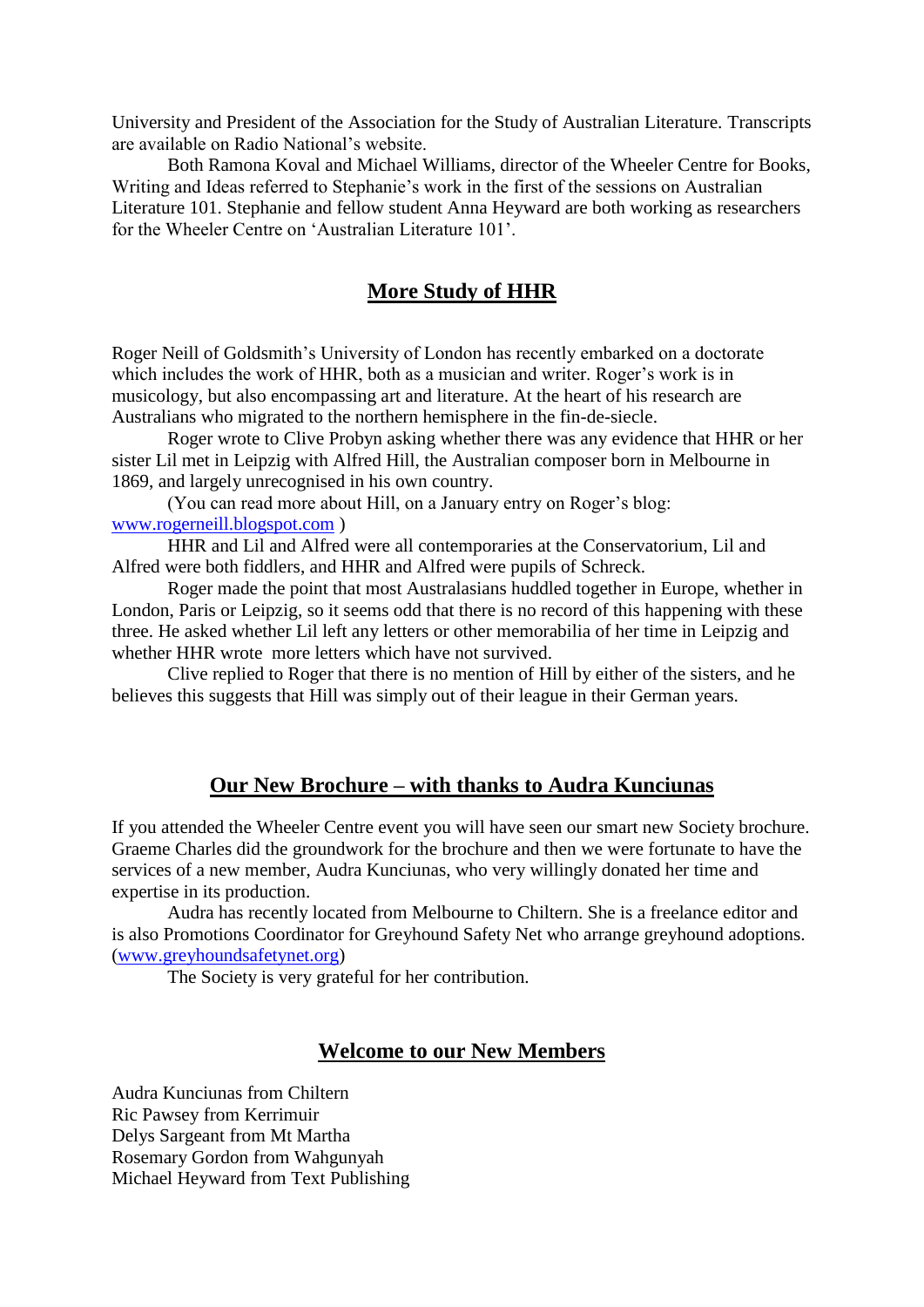University and President of the Association for the Study of Australian Literature. Transcripts are available on Radio National's website.

Both Ramona Koval and Michael Williams, director of the Wheeler Centre for Books, Writing and Ideas referred to Stephanie's work in the first of the sessions on Australian Literature 101. Stephanie and fellow student Anna Heyward are both working as researchers for the Wheeler Centre on 'Australian Literature 101'.

## More Study of HHR

Roger Neill of Goldsmith's University of London has recently embarked on a doctorate which includes the work of HHR, both as a musician and writer. Roger's work is in musicology, but also encompassing art and literature. At the heart of his research are Australians who migrated to the northern hemisphere in the fin-de-siecle.

Roger wrote to Clive Probyn asking whether there was any evidence that HHR or her sister Lil met in Leipzig with Alfred Hill, the Australian composer born in Melbourne in 1869, and largely unrecognised in his own country.

(You can read more about Hill, on a January entry on Roger's blog: [www.rogerneill.blogspot.com](http://www.rogerneill.blogspot.com) )

HHR and Lil and Alfred were all contemporaries at the Conservatorium, Lil and Alfred were both fiddlers, and HHR and Alfred were pupils of Schreck.

Roger made the point that most Australasians huddled together in Europe, whether in London, Paris or Leipzig, so it seems odd that there is no record of this happening with these three. He asked whether Lil left any letters or other memorabilia of her time in Leipzig and whether HHR wrote more letters which have not survived.

Clive replied to Roger that there is no mention of Hill by either of the sisters, and he believes this suggests that Hill was simply out of their league in their German years.

## Our New Brochure – with thanks to Audra Kunciunas

If you attended the Wheeler Centre event you will have seen our smart new Society brochure. Graeme Charles did the groundwork for the brochure and then we were fortunate to have the services of a new member, Audra Kunciunas, who very willingly donated her time and expertise in its production.

Audra has recently located from Melbourne to Chiltern. She is a freelance editor and is also Promotions Coordinator for Greyhound Safety Net who arrange greyhound adoptions. ([www.greyhoundsafetynet.org](http://www.greyhoundsafetynet.org))

The Society is very grateful for her contribution.

## Welcome to our New Members

Audra Kunciunas from Chiltern
Ric Pawsey from Kerrimuir
Delys Sargeant from Mt Martha
Rosemary Gordon from Wahgunyah
Michael Heyward from Text Publishing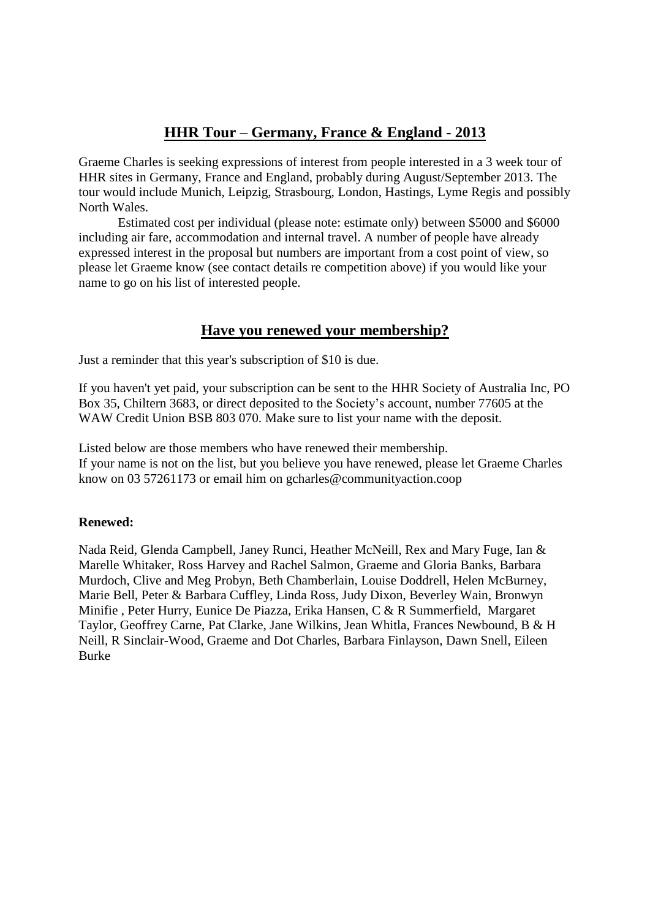## HHR Tour – Germany, France & England - 2013

Graeme Charles is seeking expressions of interest from people interested in a 3 week tour of HHR sites in Germany, France and England, probably during August/September 2013. The tour would include Munich, Leipzig, Strasbourg, London, Hastings, Lyme Regis and possibly North Wales.

Estimated cost per individual (please note: estimate only) between $5000 and $6000 including air fare, accommodation and internal travel. A number of people have already expressed interest in the proposal but numbers are important from a cost point of view, so please let Graeme know (see contact details re competition above) if you would like your name to go on his list of interested people.

## Have you renewed your membership?

Just a reminder that this year's subscription of $10 is due.

If you haven't yet paid, your subscription can be sent to the HHR Society of Australia Inc, PO Box 35, Chiltern 3683, or direct deposited to the Society's account, number 77605 at the WAW Credit Union BSB 803 070. Make sure to list your name with the deposit.

Listed below are those members who have renewed their membership.
If your name is not on the list, but you believe you have renewed, please let Graeme Charles know on 03 57261173 or email him on gcharles@communityaction.coop

**Renewed:**

Nada Reid, Glenda Campbell, Janey Runci, Heather McNeill, Rex and Mary Fuge, Ian & Marelle Whitaker, Ross Harvey and Rachel Salmon, Graeme and Gloria Banks, Barbara Murdoch, Clive and Meg Probyn, Beth Chamberlain, Louise Doddrell, Helen McBurney, Marie Bell, Peter & Barbara Cuffley, Linda Ross, Judy Dixon, Beverley Wain, Bronwyn Minifie , Peter Hurry, Eunice De Piazza, Erika Hansen, C & R Summerfield, Margaret Taylor, Geoffrey Carne, Pat Clarke, Jane Wilkins, Jean Whitla, Frances Newbound, B & H Neill, R Sinclair-Wood, Graeme and Dot Charles, Barbara Finlayson, Dawn Snell, Eileen Burke